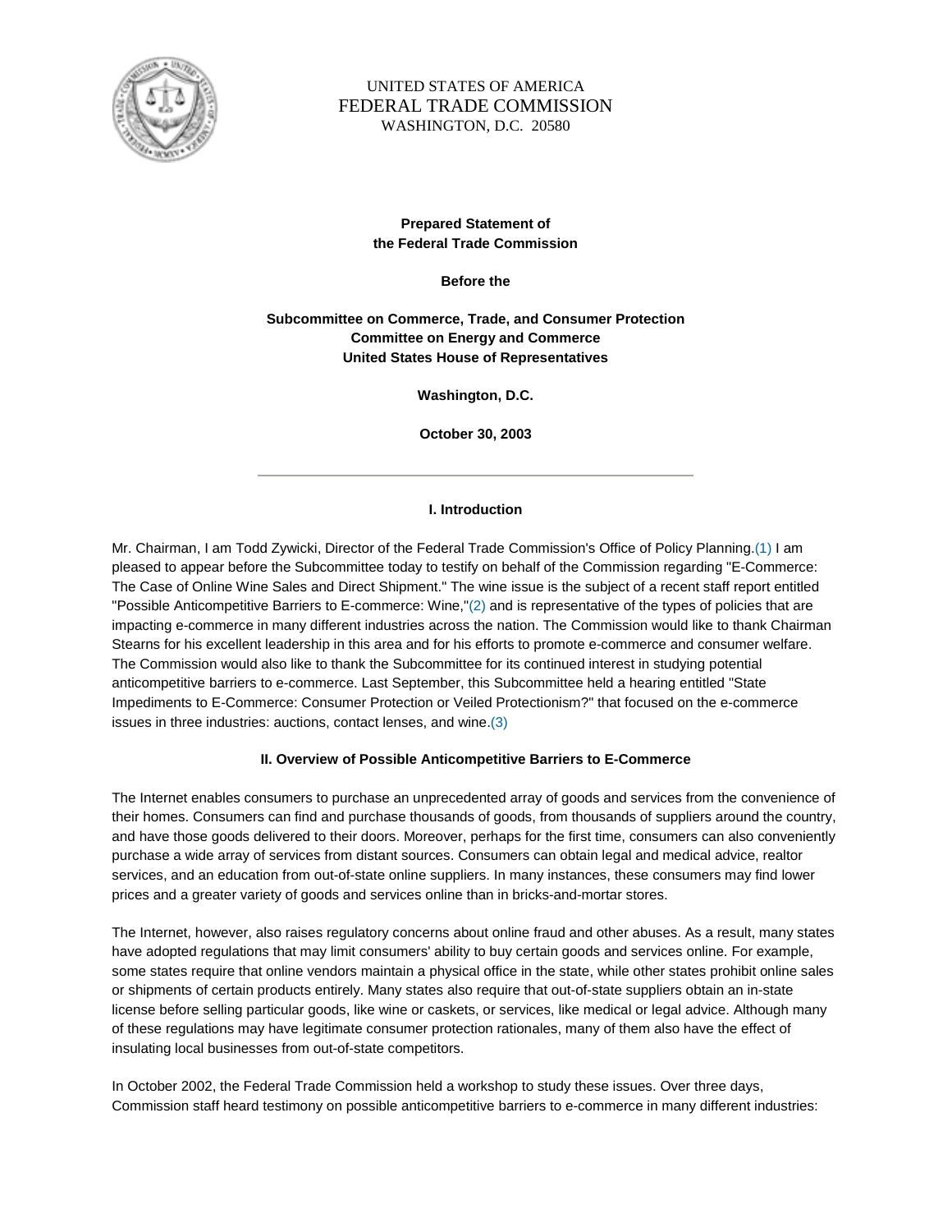UNITED STATES OF AMERICA
FEDERAL TRADE COMMISSION
WASHINGTON, D.C. 20580

**Prepared Statement of**
**the Federal Trade Commission**

**Before the**

**Subcommittee on Commerce, Trade, and Consumer Protection**
**Committee on Energy and Commerce**
**United States House of Representatives**

**Washington, D.C.**

**October 30, 2003**

---

## I. Introduction

Mr. Chairman, I am Todd Zywicki, Director of the Federal Trade Commission's Office of Policy Planning.(1) I am pleased to appear before the Subcommittee today to testify on behalf of the Commission regarding "E-Commerce: The Case of Online Wine Sales and Direct Shipment." The wine issue is the subject of a recent staff report entitled "Possible Anticompetitive Barriers to E-commerce: Wine,"(2) and is representative of the types of policies that are impacting e-commerce in many different industries across the nation. The Commission would like to thank Chairman Stearns for his excellent leadership in this area and for his efforts to promote e-commerce and consumer welfare. The Commission would also like to thank the Subcommittee for its continued interest in studying potential anticompetitive barriers to e-commerce. Last September, this Subcommittee held a hearing entitled "State Impediments to E-Commerce: Consumer Protection or Veiled Protectionism?" that focused on the e-commerce issues in three industries: auctions, contact lenses, and wine.(3)

## II. Overview of Possible Anticompetitive Barriers to E-Commerce

The Internet enables consumers to purchase an unprecedented array of goods and services from the convenience of their homes. Consumers can find and purchase thousands of goods, from thousands of suppliers around the country, and have those goods delivered to their doors. Moreover, perhaps for the first time, consumers can also conveniently purchase a wide array of services from distant sources. Consumers can obtain legal and medical advice, realtor services, and an education from out-of-state online suppliers. In many instances, these consumers may find lower prices and a greater variety of goods and services online than in bricks-and-mortar stores.

The Internet, however, also raises regulatory concerns about online fraud and other abuses. As a result, many states have adopted regulations that may limit consumers' ability to buy certain goods and services online. For example, some states require that online vendors maintain a physical office in the state, while other states prohibit online sales or shipments of certain products entirely. Many states also require that out-of-state suppliers obtain an in-state license before selling particular goods, like wine or caskets, or services, like medical or legal advice. Although many of these regulations may have legitimate consumer protection rationales, many of them also have the effect of insulating local businesses from out-of-state competitors.

In October 2002, the Federal Trade Commission held a workshop to study these issues. Over three days, Commission staff heard testimony on possible anticompetitive barriers to e-commerce in many different industries: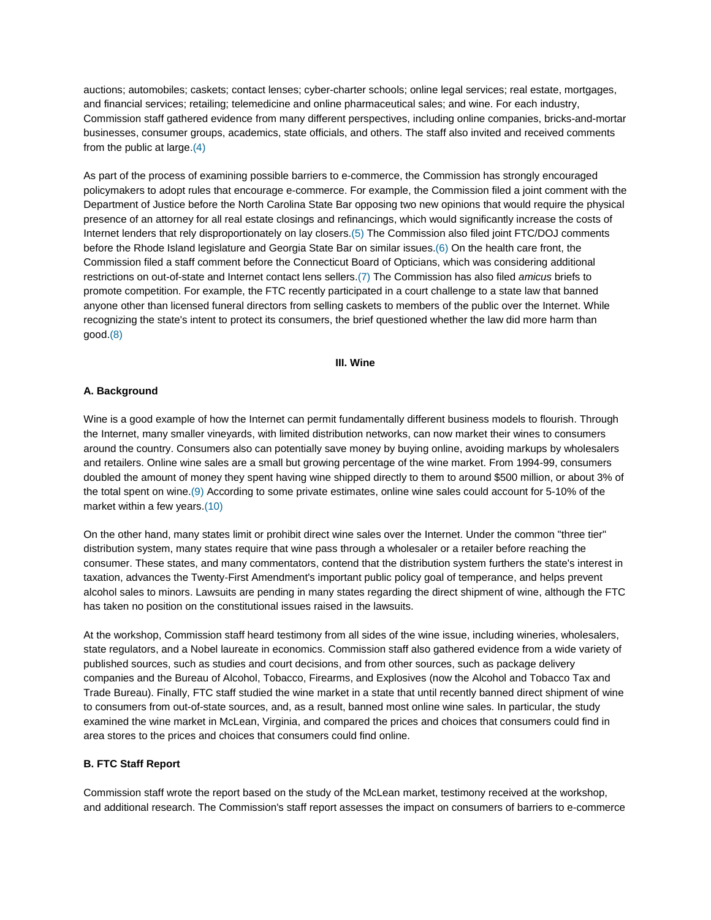auctions; automobiles; caskets; contact lenses; cyber-charter schools; online legal services; real estate, mortgages, and financial services; retailing; telemedicine and online pharmaceutical sales; and wine. For each industry, Commission staff gathered evidence from many different perspectives, including online companies, bricks-and-mortar businesses, consumer groups, academics, state officials, and others. The staff also invited and received comments from the public at large.(4)

As part of the process of examining possible barriers to e-commerce, the Commission has strongly encouraged policymakers to adopt rules that encourage e-commerce. For example, the Commission filed a joint comment with the Department of Justice before the North Carolina State Bar opposing two new opinions that would require the physical presence of an attorney for all real estate closings and refinancings, which would significantly increase the costs of Internet lenders that rely disproportionately on lay closers.(5) The Commission also filed joint FTC/DOJ comments before the Rhode Island legislature and Georgia State Bar on similar issues.(6) On the health care front, the Commission filed a staff comment before the Connecticut Board of Opticians, which was considering additional restrictions on out-of-state and Internet contact lens sellers.(7) The Commission has also filed *amicus* briefs to promote competition. For example, the FTC recently participated in a court challenge to a state law that banned anyone other than licensed funeral directors from selling caskets to members of the public over the Internet. While recognizing the state's intent to protect its consumers, the brief questioned whether the law did more harm than good.(8)

## III. Wine

### A. Background

Wine is a good example of how the Internet can permit fundamentally different business models to flourish. Through the Internet, many smaller vineyards, with limited distribution networks, can now market their wines to consumers around the country. Consumers also can potentially save money by buying online, avoiding markups by wholesalers and retailers. Online wine sales are a small but growing percentage of the wine market. From 1994-99, consumers doubled the amount of money they spent having wine shipped directly to them to around $500 million, or about 3% of the total spent on wine.(9) According to some private estimates, online wine sales could account for 5-10% of the market within a few years.(10)

On the other hand, many states limit or prohibit direct wine sales over the Internet. Under the common "three tier" distribution system, many states require that wine pass through a wholesaler or a retailer before reaching the consumer. These states, and many commentators, contend that the distribution system furthers the state's interest in taxation, advances the Twenty-First Amendment's important public policy goal of temperance, and helps prevent alcohol sales to minors. Lawsuits are pending in many states regarding the direct shipment of wine, although the FTC has taken no position on the constitutional issues raised in the lawsuits.

At the workshop, Commission staff heard testimony from all sides of the wine issue, including wineries, wholesalers, state regulators, and a Nobel laureate in economics. Commission staff also gathered evidence from a wide variety of published sources, such as studies and court decisions, and from other sources, such as package delivery companies and the Bureau of Alcohol, Tobacco, Firearms, and Explosives (now the Alcohol and Tobacco Tax and Trade Bureau). Finally, FTC staff studied the wine market in a state that until recently banned direct shipment of wine to consumers from out-of-state sources, and, as a result, banned most online wine sales. In particular, the study examined the wine market in McLean, Virginia, and compared the prices and choices that consumers could find in area stores to the prices and choices that consumers could find online.

### B. FTC Staff Report

Commission staff wrote the report based on the study of the McLean market, testimony received at the workshop, and additional research. The Commission's staff report assesses the impact on consumers of barriers to e-commerce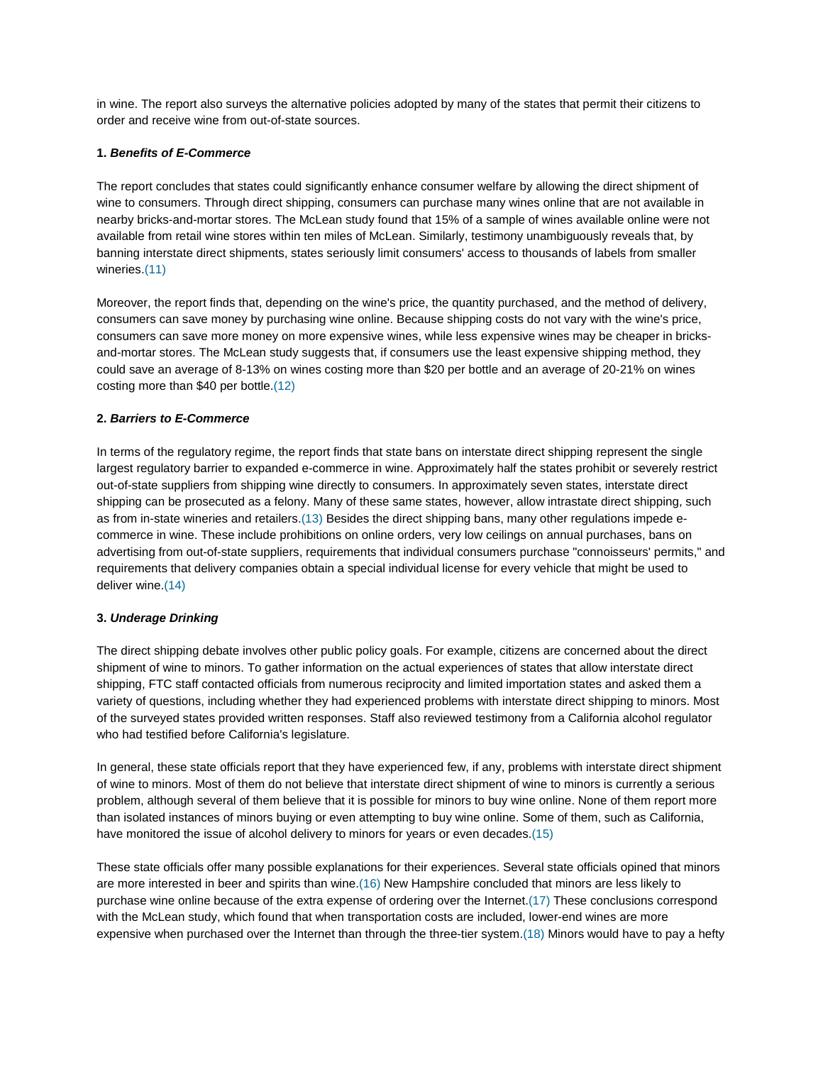in wine. The report also surveys the alternative policies adopted by many of the states that permit their citizens to order and receive wine from out-of-state sources.

**1. *Benefits of E-Commerce***

The report concludes that states could significantly enhance consumer welfare by allowing the direct shipment of wine to consumers. Through direct shipping, consumers can purchase many wines online that are not available in nearby bricks-and-mortar stores. The McLean study found that 15% of a sample of wines available online were not available from retail wine stores within ten miles of McLean. Similarly, testimony unambiguously reveals that, by banning interstate direct shipments, states seriously limit consumers' access to thousands of labels from smaller wineries.(11)

Moreover, the report finds that, depending on the wine's price, the quantity purchased, and the method of delivery, consumers can save money by purchasing wine online. Because shipping costs do not vary with the wine's price, consumers can save more money on more expensive wines, while less expensive wines may be cheaper in bricks-and-mortar stores. The McLean study suggests that, if consumers use the least expensive shipping method, they could save an average of 8-13% on wines costing more than $20 per bottle and an average of 20-21% on wines costing more than $40 per bottle.(12)

**2. *Barriers to E-Commerce***

In terms of the regulatory regime, the report finds that state bans on interstate direct shipping represent the single largest regulatory barrier to expanded e-commerce in wine. Approximately half the states prohibit or severely restrict out-of-state suppliers from shipping wine directly to consumers. In approximately seven states, interstate direct shipping can be prosecuted as a felony. Many of these same states, however, allow intrastate direct shipping, such as from in-state wineries and retailers.(13) Besides the direct shipping bans, many other regulations impede e-commerce in wine. These include prohibitions on online orders, very low ceilings on annual purchases, bans on advertising from out-of-state suppliers, requirements that individual consumers purchase "connoisseurs' permits," and requirements that delivery companies obtain a special individual license for every vehicle that might be used to deliver wine.(14)

**3. *Underage Drinking***

The direct shipping debate involves other public policy goals. For example, citizens are concerned about the direct shipment of wine to minors. To gather information on the actual experiences of states that allow interstate direct shipping, FTC staff contacted officials from numerous reciprocity and limited importation states and asked them a variety of questions, including whether they had experienced problems with interstate direct shipping to minors. Most of the surveyed states provided written responses. Staff also reviewed testimony from a California alcohol regulator who had testified before California's legislature.

In general, these state officials report that they have experienced few, if any, problems with interstate direct shipment of wine to minors. Most of them do not believe that interstate direct shipment of wine to minors is currently a serious problem, although several of them believe that it is possible for minors to buy wine online. None of them report more than isolated instances of minors buying or even attempting to buy wine online. Some of them, such as California, have monitored the issue of alcohol delivery to minors for years or even decades.(15)

These state officials offer many possible explanations for their experiences. Several state officials opined that minors are more interested in beer and spirits than wine.(16) New Hampshire concluded that minors are less likely to purchase wine online because of the extra expense of ordering over the Internet.(17) These conclusions correspond with the McLean study, which found that when transportation costs are included, lower-end wines are more expensive when purchased over the Internet than through the three-tier system.(18) Minors would have to pay a hefty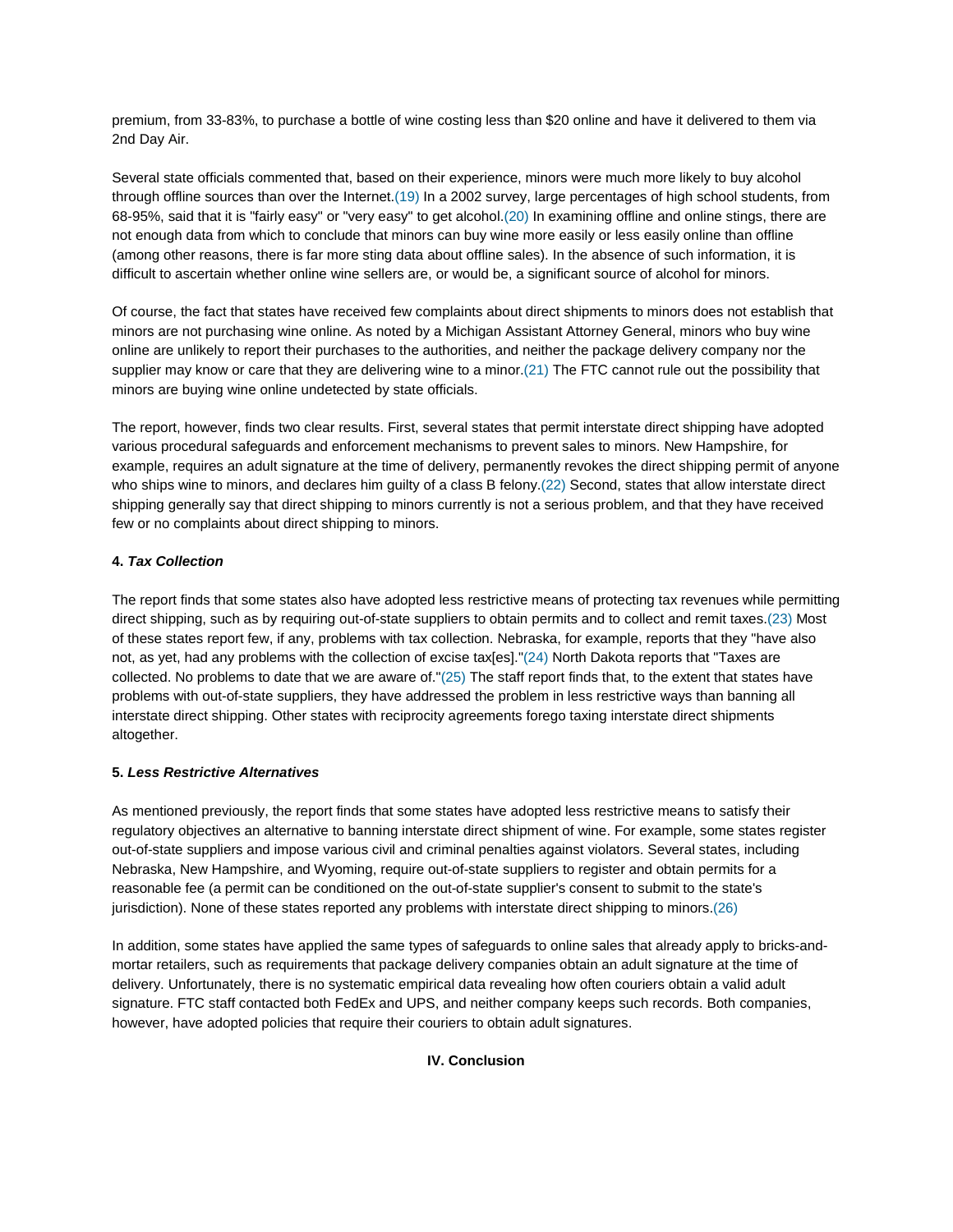premium, from 33-83%, to purchase a bottle of wine costing less than $20 online and have it delivered to them via 2nd Day Air.

Several state officials commented that, based on their experience, minors were much more likely to buy alcohol through offline sources than over the Internet.(19) In a 2002 survey, large percentages of high school students, from 68-95%, said that it is "fairly easy" or "very easy" to get alcohol.(20) In examining offline and online stings, there are not enough data from which to conclude that minors can buy wine more easily or less easily online than offline (among other reasons, there is far more sting data about offline sales). In the absence of such information, it is difficult to ascertain whether online wine sellers are, or would be, a significant source of alcohol for minors.

Of course, the fact that states have received few complaints about direct shipments to minors does not establish that minors are not purchasing wine online. As noted by a Michigan Assistant Attorney General, minors who buy wine online are unlikely to report their purchases to the authorities, and neither the package delivery company nor the supplier may know or care that they are delivering wine to a minor.(21) The FTC cannot rule out the possibility that minors are buying wine online undetected by state officials.

The report, however, finds two clear results. First, several states that permit interstate direct shipping have adopted various procedural safeguards and enforcement mechanisms to prevent sales to minors. New Hampshire, for example, requires an adult signature at the time of delivery, permanently revokes the direct shipping permit of anyone who ships wine to minors, and declares him guilty of a class B felony.(22) Second, states that allow interstate direct shipping generally say that direct shipping to minors currently is not a serious problem, and that they have received few or no complaints about direct shipping to minors.

#### 4. ***Tax Collection***

The report finds that some states also have adopted less restrictive means of protecting tax revenues while permitting direct shipping, such as by requiring out-of-state suppliers to obtain permits and to collect and remit taxes.(23) Most of these states report few, if any, problems with tax collection. Nebraska, for example, reports that they "have also not, as yet, had any problems with the collection of excise tax[es]."(24) North Dakota reports that "Taxes are collected. No problems to date that we are aware of."(25) The staff report finds that, to the extent that states have problems with out-of-state suppliers, they have addressed the problem in less restrictive ways than banning all interstate direct shipping. Other states with reciprocity agreements forego taxing interstate direct shipments altogether.

#### 5. ***Less Restrictive Alternatives***

As mentioned previously, the report finds that some states have adopted less restrictive means to satisfy their regulatory objectives an alternative to banning interstate direct shipment of wine. For example, some states register out-of-state suppliers and impose various civil and criminal penalties against violators. Several states, including Nebraska, New Hampshire, and Wyoming, require out-of-state suppliers to register and obtain permits for a reasonable fee (a permit can be conditioned on the out-of-state supplier's consent to submit to the state's jurisdiction). None of these states reported any problems with interstate direct shipping to minors.(26)

In addition, some states have applied the same types of safeguards to online sales that already apply to bricks-and-mortar retailers, such as requirements that package delivery companies obtain an adult signature at the time of delivery. Unfortunately, there is no systematic empirical data revealing how often couriers obtain a valid adult signature. FTC staff contacted both FedEx and UPS, and neither company keeps such records. Both companies, however, have adopted policies that require their couriers to obtain adult signatures.

### IV. Conclusion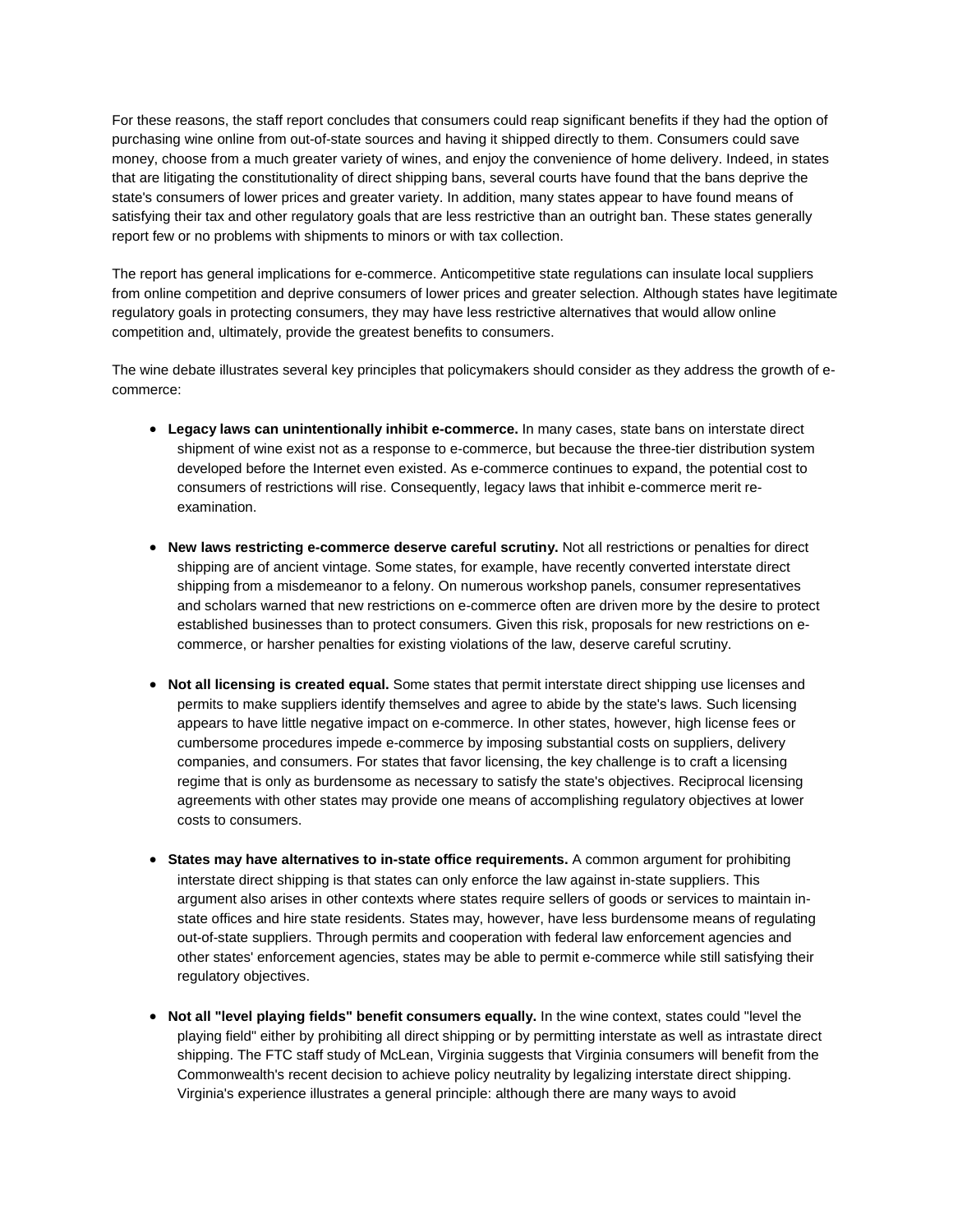For these reasons, the staff report concludes that consumers could reap significant benefits if they had the option of purchasing wine online from out-of-state sources and having it shipped directly to them. Consumers could save money, choose from a much greater variety of wines, and enjoy the convenience of home delivery. Indeed, in states that are litigating the constitutionality of direct shipping bans, several courts have found that the bans deprive the state's consumers of lower prices and greater variety. In addition, many states appear to have found means of satisfying their tax and other regulatory goals that are less restrictive than an outright ban. These states generally report few or no problems with shipments to minors or with tax collection.

The report has general implications for e-commerce. Anticompetitive state regulations can insulate local suppliers from online competition and deprive consumers of lower prices and greater selection. Although states have legitimate regulatory goals in protecting consumers, they may have less restrictive alternatives that would allow online competition and, ultimately, provide the greatest benefits to consumers.

The wine debate illustrates several key principles that policymakers should consider as they address the growth of e-commerce:

- **Legacy laws can unintentionally inhibit e-commerce.** In many cases, state bans on interstate direct shipment of wine exist not as a response to e-commerce, but because the three-tier distribution system developed before the Internet even existed. As e-commerce continues to expand, the potential cost to consumers of restrictions will rise. Consequently, legacy laws that inhibit e-commerce merit re-examination.

- **New laws restricting e-commerce deserve careful scrutiny.** Not all restrictions or penalties for direct shipping are of ancient vintage. Some states, for example, have recently converted interstate direct shipping from a misdemeanor to a felony. On numerous workshop panels, consumer representatives and scholars warned that new restrictions on e-commerce often are driven more by the desire to protect established businesses than to protect consumers. Given this risk, proposals for new restrictions on e-commerce, or harsher penalties for existing violations of the law, deserve careful scrutiny.

- **Not all licensing is created equal.** Some states that permit interstate direct shipping use licenses and permits to make suppliers identify themselves and agree to abide by the state's laws. Such licensing appears to have little negative impact on e-commerce. In other states, however, high license fees or cumbersome procedures impede e-commerce by imposing substantial costs on suppliers, delivery companies, and consumers. For states that favor licensing, the key challenge is to craft a licensing regime that is only as burdensome as necessary to satisfy the state's objectives. Reciprocal licensing agreements with other states may provide one means of accomplishing regulatory objectives at lower costs to consumers.

- **States may have alternatives to in-state office requirements.** A common argument for prohibiting interstate direct shipping is that states can only enforce the law against in-state suppliers. This argument also arises in other contexts where states require sellers of goods or services to maintain in-state offices and hire state residents. States may, however, have less burdensome means of regulating out-of-state suppliers. Through permits and cooperation with federal law enforcement agencies and other states' enforcement agencies, states may be able to permit e-commerce while still satisfying their regulatory objectives.

- **Not all "level playing fields" benefit consumers equally.** In the wine context, states could "level the playing field" either by prohibiting all direct shipping or by permitting interstate as well as intrastate direct shipping. The FTC staff study of McLean, Virginia suggests that Virginia consumers will benefit from the Commonwealth's recent decision to achieve policy neutrality by legalizing interstate direct shipping. Virginia's experience illustrates a general principle: although there are many ways to avoid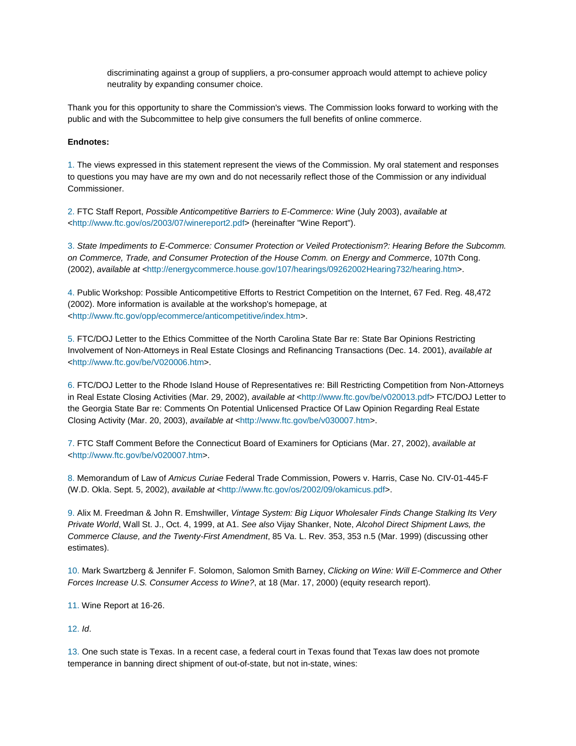discriminating against a group of suppliers, a pro-consumer approach would attempt to achieve policy neutrality by expanding consumer choice.

Thank you for this opportunity to share the Commission's views. The Commission looks forward to working with the public and with the Subcommittee to help give consumers the full benefits of online commerce.

**Endnotes:**

1. The views expressed in this statement represent the views of the Commission. My oral statement and responses to questions you may have are my own and do not necessarily reflect those of the Commission or any individual Commissioner.

2. FTC Staff Report, *Possible Anticompetitive Barriers to E-Commerce: Wine* (July 2003), *available at* <http://www.ftc.gov/os/2003/07/winereport2.pdf> (hereinafter "Wine Report").

3. *State Impediments to E-Commerce: Consumer Protection or Veiled Protectionism?: Hearing Before the Subcomm. on Commerce, Trade, and Consumer Protection of the House Comm. on Energy and Commerce*, 107th Cong. (2002), *available at* <http://energycommerce.house.gov/107/hearings/09262002Hearing732/hearing.htm>.

4. Public Workshop: Possible Anticompetitive Efforts to Restrict Competition on the Internet, 67 Fed. Reg. 48,472 (2002). More information is available at the workshop's homepage, at <http://www.ftc.gov/opp/ecommerce/anticompetitive/index.htm>.

5. FTC/DOJ Letter to the Ethics Committee of the North Carolina State Bar re: State Bar Opinions Restricting Involvement of Non-Attorneys in Real Estate Closings and Refinancing Transactions (Dec. 14. 2001), *available at* <http://www.ftc.gov/be/V020006.htm>.

6. FTC/DOJ Letter to the Rhode Island House of Representatives re: Bill Restricting Competition from Non-Attorneys in Real Estate Closing Activities (Mar. 29, 2002), *available at* <http://www.ftc.gov/be/v020013.pdf> FTC/DOJ Letter to the Georgia State Bar re: Comments On Potential Unlicensed Practice Of Law Opinion Regarding Real Estate Closing Activity (Mar. 20, 2003), *available at* <http://www.ftc.gov/be/v030007.htm>.

7. FTC Staff Comment Before the Connecticut Board of Examiners for Opticians (Mar. 27, 2002), *available at* <http://www.ftc.gov/be/v020007.htm>.

8. Memorandum of Law of *Amicus Curiae* Federal Trade Commission, Powers v. Harris, Case No. CIV-01-445-F (W.D. Okla. Sept. 5, 2002), *available at* <http://www.ftc.gov/os/2002/09/okamicus.pdf>.

9. Alix M. Freedman & John R. Emshwiller, *Vintage System: Big Liquor Wholesaler Finds Change Stalking Its Very Private World*, Wall St. J., Oct. 4, 1999, at A1. *See also* Vijay Shanker, Note, *Alcohol Direct Shipment Laws, the Commerce Clause, and the Twenty-First Amendment*, 85 Va. L. Rev. 353, 353 n.5 (Mar. 1999) (discussing other estimates).

10. Mark Swartzberg & Jennifer F. Solomon, Salomon Smith Barney, *Clicking on Wine: Will E-Commerce and Other Forces Increase U.S. Consumer Access to Wine?*, at 18 (Mar. 17, 2000) (equity research report).

11. Wine Report at 16-26.

12. *Id*.

13. One such state is Texas. In a recent case, a federal court in Texas found that Texas law does not promote temperance in banning direct shipment of out-of-state, but not in-state, wines: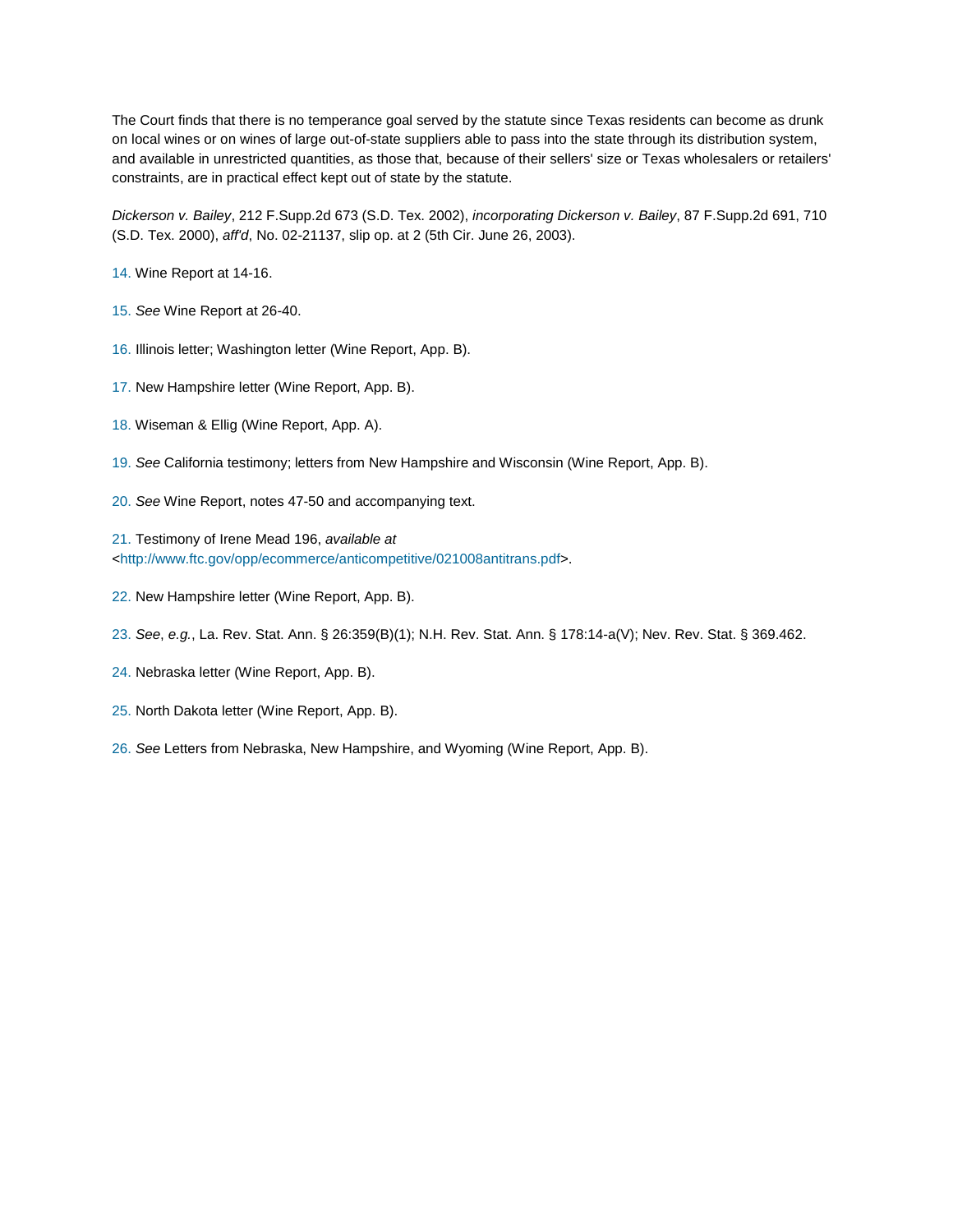The Court finds that there is no temperance goal served by the statute since Texas residents can become as drunk on local wines or on wines of large out-of-state suppliers able to pass into the state through its distribution system, and available in unrestricted quantities, as those that, because of their sellers' size or Texas wholesalers or retailers' constraints, are in practical effect kept out of state by the statute.

*Dickerson v. Bailey*, 212 F.Supp.2d 673 (S.D. Tex. 2002), *incorporating Dickerson v. Bailey*, 87 F.Supp.2d 691, 710 (S.D. Tex. 2000), *aff'd*, No. 02-21137, slip op. at 2 (5th Cir. June 26, 2003).

14. Wine Report at 14-16.

15. *See* Wine Report at 26-40.

16. Illinois letter; Washington letter (Wine Report, App. B).

17. New Hampshire letter (Wine Report, App. B).

18. Wiseman & Ellig (Wine Report, App. A).

19. *See* California testimony; letters from New Hampshire and Wisconsin (Wine Report, App. B).

20. *See* Wine Report, notes 47-50 and accompanying text.

21. Testimony of Irene Mead 196, *available at* <http://www.ftc.gov/opp/ecommerce/anticompetitive/021008antitrans.pdf>.

22. New Hampshire letter (Wine Report, App. B).

23. *See*, *e.g.*, La. Rev. Stat. Ann. § 26:359(B)(1); N.H. Rev. Stat. Ann. § 178:14-a(V); Nev. Rev. Stat. § 369.462.

24. Nebraska letter (Wine Report, App. B).

25. North Dakota letter (Wine Report, App. B).

26. *See* Letters from Nebraska, New Hampshire, and Wyoming (Wine Report, App. B).